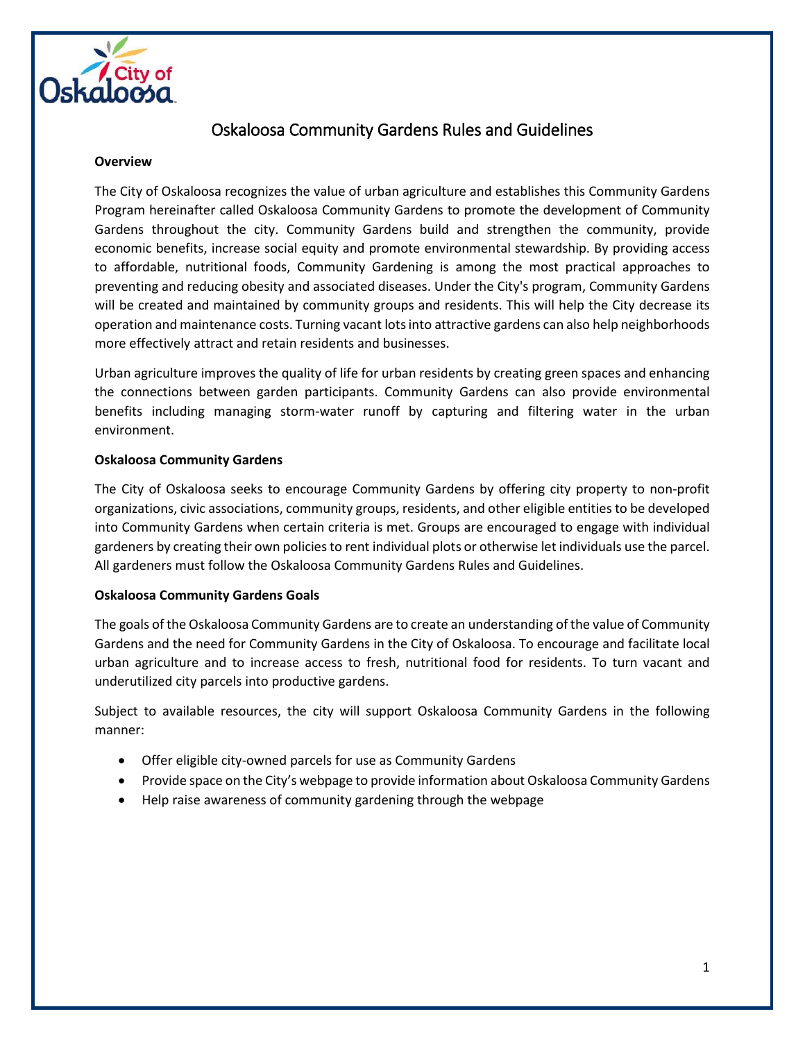# Oskaloosa Community Gardens Rules and Guidelines

**Overview**

The City of Oskaloosa recognizes the value of urban agriculture and establishes this Community Gardens Program hereinafter called Oskaloosa Community Gardens to promote the development of Community Gardens throughout the city. Community Gardens build and strengthen the community, provide economic benefits, increase social equity and promote environmental stewardship. By providing access to affordable, nutritional foods, Community Gardening is among the most practical approaches to preventing and reducing obesity and associated diseases. Under the City's program, Community Gardens will be created and maintained by community groups and residents. This will help the City decrease its operation and maintenance costs. Turning vacant lots into attractive gardens can also help neighborhoods more effectively attract and retain residents and businesses.

Urban agriculture improves the quality of life for urban residents by creating green spaces and enhancing the connections between garden participants. Community Gardens can also provide environmental benefits including managing storm-water runoff by capturing and filtering water in the urban environment.

**Oskaloosa Community Gardens**

The City of Oskaloosa seeks to encourage Community Gardens by offering city property to non-profit organizations, civic associations, community groups, residents, and other eligible entities to be developed into Community Gardens when certain criteria is met. Groups are encouraged to engage with individual gardeners by creating their own policies to rent individual plots or otherwise let individuals use the parcel. All gardeners must follow the Oskaloosa Community Gardens Rules and Guidelines.

**Oskaloosa Community Gardens Goals**

The goals of the Oskaloosa Community Gardens are to create an understanding of the value of Community Gardens and the need for Community Gardens in the City of Oskaloosa. To encourage and facilitate local urban agriculture and to increase access to fresh, nutritional food for residents. To turn vacant and underutilized city parcels into productive gardens.

Subject to available resources, the city will support Oskaloosa Community Gardens in the following manner:

- Offer eligible city-owned parcels for use as Community Gardens
- Provide space on the City's webpage to provide information about Oskaloosa Community Gardens
- Help raise awareness of community gardening through the webpage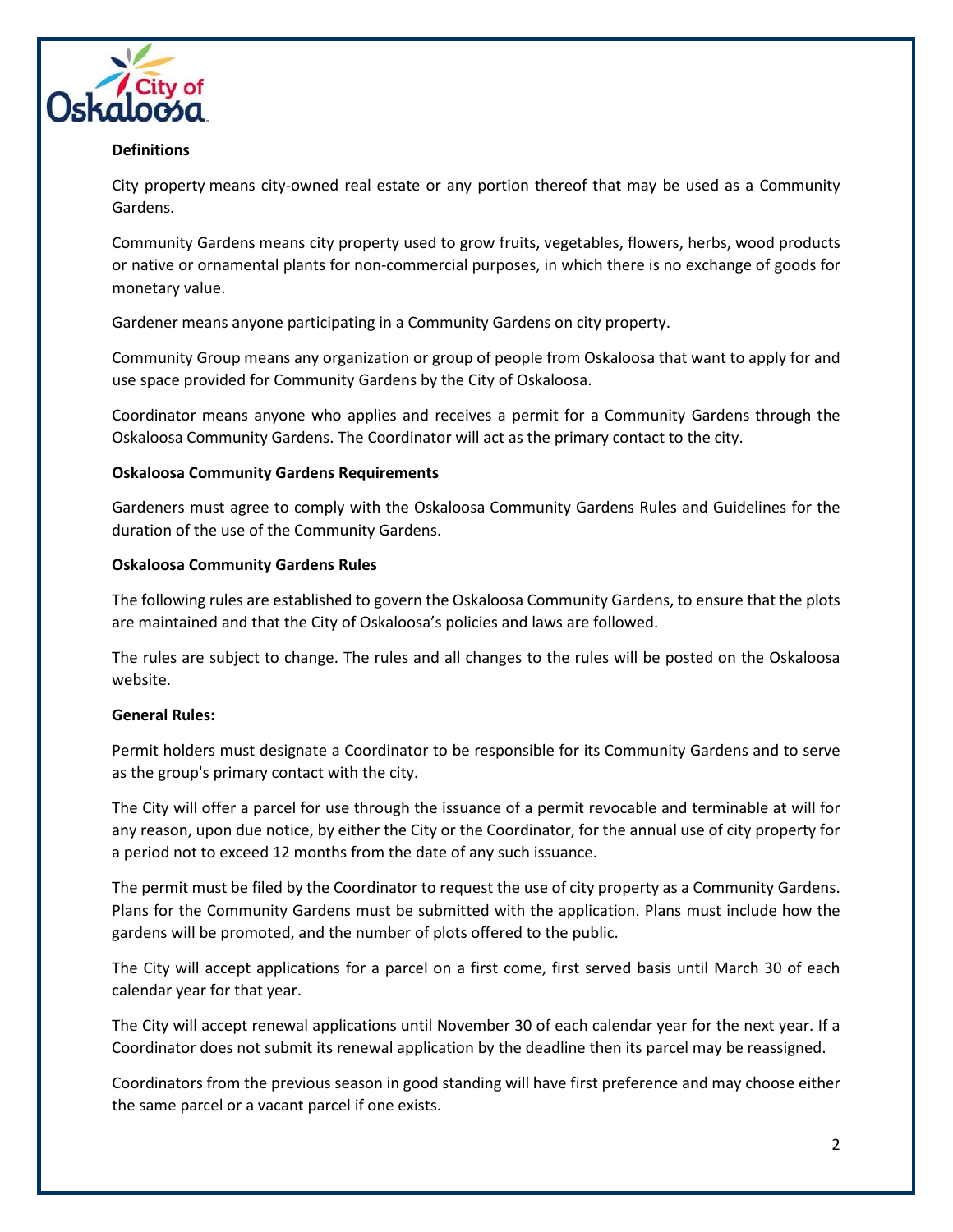**Definitions**

City property means city-owned real estate or any portion thereof that may be used as a Community Gardens.

Community Gardens means city property used to grow fruits, vegetables, flowers, herbs, wood products or native or ornamental plants for non-commercial purposes, in which there is no exchange of goods for monetary value.

Gardener means anyone participating in a Community Gardens on city property.

Community Group means any organization or group of people from Oskaloosa that want to apply for and use space provided for Community Gardens by the City of Oskaloosa.

Coordinator means anyone who applies and receives a permit for a Community Gardens through the Oskaloosa Community Gardens. The Coordinator will act as the primary contact to the city.

**Oskaloosa Community Gardens Requirements**

Gardeners must agree to comply with the Oskaloosa Community Gardens Rules and Guidelines for the duration of the use of the Community Gardens.

**Oskaloosa Community Gardens Rules**

The following rules are established to govern the Oskaloosa Community Gardens, to ensure that the plots are maintained and that the City of Oskaloosa's policies and laws are followed.

The rules are subject to change. The rules and all changes to the rules will be posted on the Oskaloosa website.

**General Rules:**

Permit holders must designate a Coordinator to be responsible for its Community Gardens and to serve as the group's primary contact with the city.

The City will offer a parcel for use through the issuance of a permit revocable and terminable at will for any reason, upon due notice, by either the City or the Coordinator, for the annual use of city property for a period not to exceed 12 months from the date of any such issuance.

The permit must be filed by the Coordinator to request the use of city property as a Community Gardens. Plans for the Community Gardens must be submitted with the application. Plans must include how the gardens will be promoted, and the number of plots offered to the public.

The City will accept applications for a parcel on a first come, first served basis until March 30 of each calendar year for that year.

The City will accept renewal applications until November 30 of each calendar year for the next year. If a Coordinator does not submit its renewal application by the deadline then its parcel may be reassigned.

Coordinators from the previous season in good standing will have first preference and may choose either the same parcel or a vacant parcel if one exists.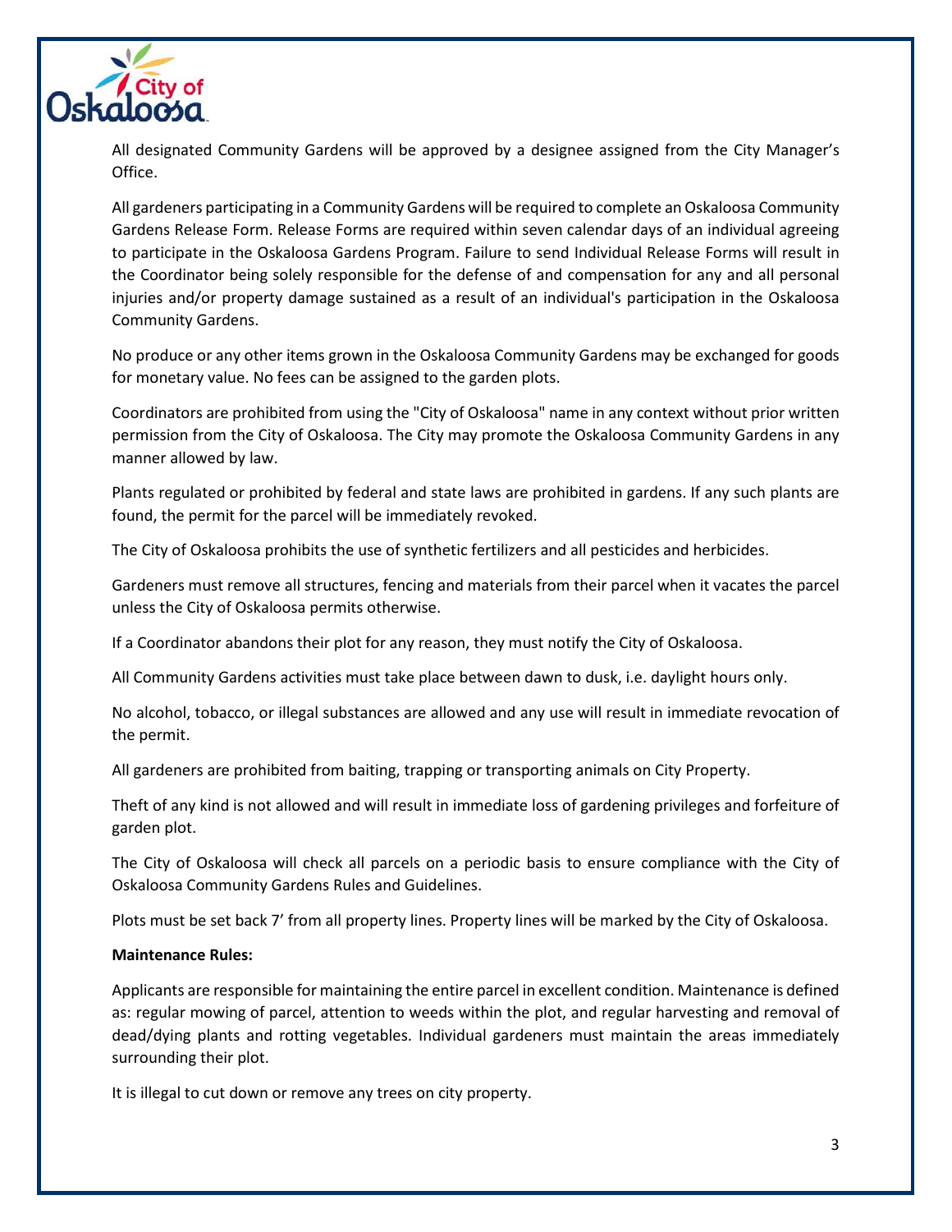All designated Community Gardens will be approved by a designee assigned from the City Manager's Office.

All gardeners participating in a Community Gardens will be required to complete an Oskaloosa Community Gardens Release Form. Release Forms are required within seven calendar days of an individual agreeing to participate in the Oskaloosa Gardens Program. Failure to send Individual Release Forms will result in the Coordinator being solely responsible for the defense of and compensation for any and all personal injuries and/or property damage sustained as a result of an individual's participation in the Oskaloosa Community Gardens.

No produce or any other items grown in the Oskaloosa Community Gardens may be exchanged for goods for monetary value. No fees can be assigned to the garden plots.

Coordinators are prohibited from using the "City of Oskaloosa" name in any context without prior written permission from the City of Oskaloosa. The City may promote the Oskaloosa Community Gardens in any manner allowed by law.

Plants regulated or prohibited by federal and state laws are prohibited in gardens. If any such plants are found, the permit for the parcel will be immediately revoked.

The City of Oskaloosa prohibits the use of synthetic fertilizers and all pesticides and herbicides.

Gardeners must remove all structures, fencing and materials from their parcel when it vacates the parcel unless the City of Oskaloosa permits otherwise.

If a Coordinator abandons their plot for any reason, they must notify the City of Oskaloosa.

All Community Gardens activities must take place between dawn to dusk, i.e. daylight hours only.

No alcohol, tobacco, or illegal substances are allowed and any use will result in immediate revocation of the permit.

All gardeners are prohibited from baiting, trapping or transporting animals on City Property.

Theft of any kind is not allowed and will result in immediate loss of gardening privileges and forfeiture of garden plot.

The City of Oskaloosa will check all parcels on a periodic basis to ensure compliance with the City of Oskaloosa Community Gardens Rules and Guidelines.

Plots must be set back 7' from all property lines. Property lines will be marked by the City of Oskaloosa.

**Maintenance Rules:**

Applicants are responsible for maintaining the entire parcel in excellent condition. Maintenance is defined as: regular mowing of parcel, attention to weeds within the plot, and regular harvesting and removal of dead/dying plants and rotting vegetables. Individual gardeners must maintain the areas immediately surrounding their plot.

It is illegal to cut down or remove any trees on city property.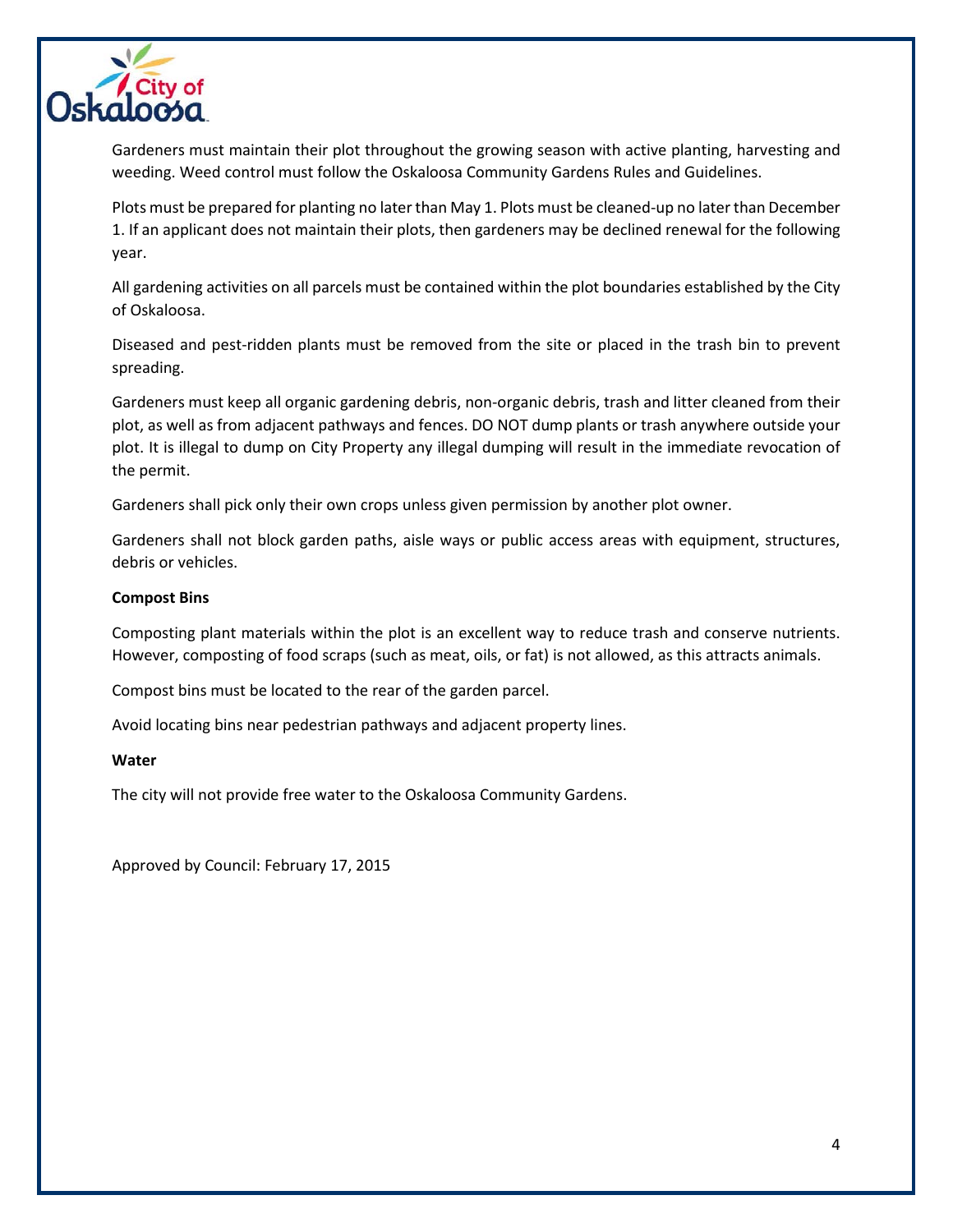Gardeners must maintain their plot throughout the growing season with active planting, harvesting and weeding. Weed control must follow the Oskaloosa Community Gardens Rules and Guidelines.

Plots must be prepared for planting no later than May 1. Plots must be cleaned-up no later than December 1. If an applicant does not maintain their plots, then gardeners may be declined renewal for the following year.

All gardening activities on all parcels must be contained within the plot boundaries established by the City of Oskaloosa.

Diseased and pest-ridden plants must be removed from the site or placed in the trash bin to prevent spreading.

Gardeners must keep all organic gardening debris, non-organic debris, trash and litter cleaned from their plot, as well as from adjacent pathways and fences. DO NOT dump plants or trash anywhere outside your plot. It is illegal to dump on City Property any illegal dumping will result in the immediate revocation of the permit.

Gardeners shall pick only their own crops unless given permission by another plot owner.

Gardeners shall not block garden paths, aisle ways or public access areas with equipment, structures, debris or vehicles.

**Compost Bins**

Composting plant materials within the plot is an excellent way to reduce trash and conserve nutrients. However, composting of food scraps (such as meat, oils, or fat) is not allowed, as this attracts animals.

Compost bins must be located to the rear of the garden parcel.

Avoid locating bins near pedestrian pathways and adjacent property lines.

**Water**

The city will not provide free water to the Oskaloosa Community Gardens.

Approved by Council: February 17, 2015